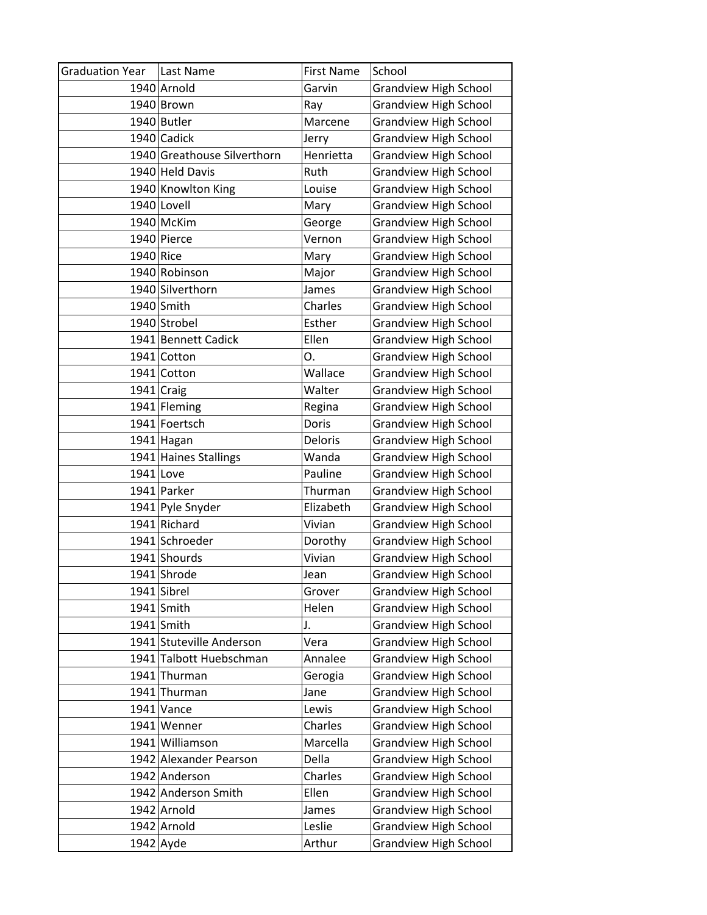| Graduation Year | Last Name | First Name | School |
| --- | --- | --- | --- |
| 1940 | Arnold | Garvin | Grandview High School |
| 1940 | Brown | Ray | Grandview High School |
| 1940 | Butler | Marcene | Grandview High School |
| 1940 | Cadick | Jerry | Grandview High School |
| 1940 | Greathouse Silverthorn | Henrietta | Grandview High School |
| 1940 | Held Davis | Ruth | Grandview High School |
| 1940 | Knowlton King | Louise | Grandview High School |
| 1940 | Lovell | Mary | Grandview High School |
| 1940 | McKim | George | Grandview High School |
| 1940 | Pierce | Vernon | Grandview High School |
| 1940 | Rice | Mary | Grandview High School |
| 1940 | Robinson | Major | Grandview High School |
| 1940 | Silverthorn | James | Grandview High School |
| 1940 | Smith | Charles | Grandview High School |
| 1940 | Strobel | Esther | Grandview High School |
| 1941 | Bennett Cadick | Ellen | Grandview High School |
| 1941 | Cotton | O. | Grandview High School |
| 1941 | Cotton | Wallace | Grandview High School |
| 1941 | Craig | Walter | Grandview High School |
| 1941 | Fleming | Regina | Grandview High School |
| 1941 | Foertsch | Doris | Grandview High School |
| 1941 | Hagan | Deloris | Grandview High School |
| 1941 | Haines Stallings | Wanda | Grandview High School |
| 1941 | Love | Pauline | Grandview High School |
| 1941 | Parker | Thurman | Grandview High School |
| 1941 | Pyle Snyder | Elizabeth | Grandview High School |
| 1941 | Richard | Vivian | Grandview High School |
| 1941 | Schroeder | Dorothy | Grandview High School |
| 1941 | Shourds | Vivian | Grandview High School |
| 1941 | Shrode | Jean | Grandview High School |
| 1941 | Sibrel | Grover | Grandview High School |
| 1941 | Smith | Helen | Grandview High School |
| 1941 | Smith | J. | Grandview High School |
| 1941 | Stuteville Anderson | Vera | Grandview High School |
| 1941 | Talbott Huebschman | Annalee | Grandview High School |
| 1941 | Thurman | Gerogia | Grandview High School |
| 1941 | Thurman | Jane | Grandview High School |
| 1941 | Vance | Lewis | Grandview High School |
| 1941 | Wenner | Charles | Grandview High School |
| 1941 | Williamson | Marcella | Grandview High School |
| 1942 | Alexander Pearson | Della | Grandview High School |
| 1942 | Anderson | Charles | Grandview High School |
| 1942 | Anderson Smith | Ellen | Grandview High School |
| 1942 | Arnold | James | Grandview High School |
| 1942 | Arnold | Leslie | Grandview High School |
| 1942 | Ayde | Arthur | Grandview High School |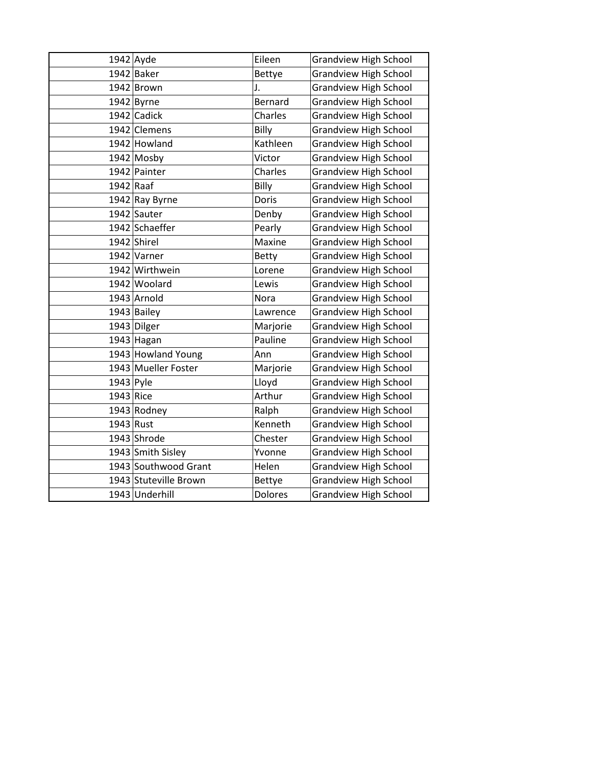| | | | |
|---|---|---|---|
| 1942 | Ayde | Eileen | Grandview High School |
| 1942 | Baker | Bettye | Grandview High School |
| 1942 | Brown | J. | Grandview High School |
| 1942 | Byrne | Bernard | Grandview High School |
| 1942 | Cadick | Charles | Grandview High School |
| 1942 | Clemens | Billy | Grandview High School |
| 1942 | Howland | Kathleen | Grandview High School |
| 1942 | Mosby | Victor | Grandview High School |
| 1942 | Painter | Charles | Grandview High School |
| 1942 | Raaf | Billy | Grandview High School |
| 1942 | Ray Byrne | Doris | Grandview High School |
| 1942 | Sauter | Denby | Grandview High School |
| 1942 | Schaeffer | Pearly | Grandview High School |
| 1942 | Shirel | Maxine | Grandview High School |
| 1942 | Varner | Betty | Grandview High School |
| 1942 | Wirthwein | Lorene | Grandview High School |
| 1942 | Woolard | Lewis | Grandview High School |
| 1943 | Arnold | Nora | Grandview High School |
| 1943 | Bailey | Lawrence | Grandview High School |
| 1943 | Dilger | Marjorie | Grandview High School |
| 1943 | Hagan | Pauline | Grandview High School |
| 1943 | Howland Young | Ann | Grandview High School |
| 1943 | Mueller Foster | Marjorie | Grandview High School |
| 1943 | Pyle | Lloyd | Grandview High School |
| 1943 | Rice | Arthur | Grandview High School |
| 1943 | Rodney | Ralph | Grandview High School |
| 1943 | Rust | Kenneth | Grandview High School |
| 1943 | Shrode | Chester | Grandview High School |
| 1943 | Smith Sisley | Yvonne | Grandview High School |
| 1943 | Southwood Grant | Helen | Grandview High School |
| 1943 | Stuteville Brown | Bettye | Grandview High School |
| 1943 | Underhill | Dolores | Grandview High School |